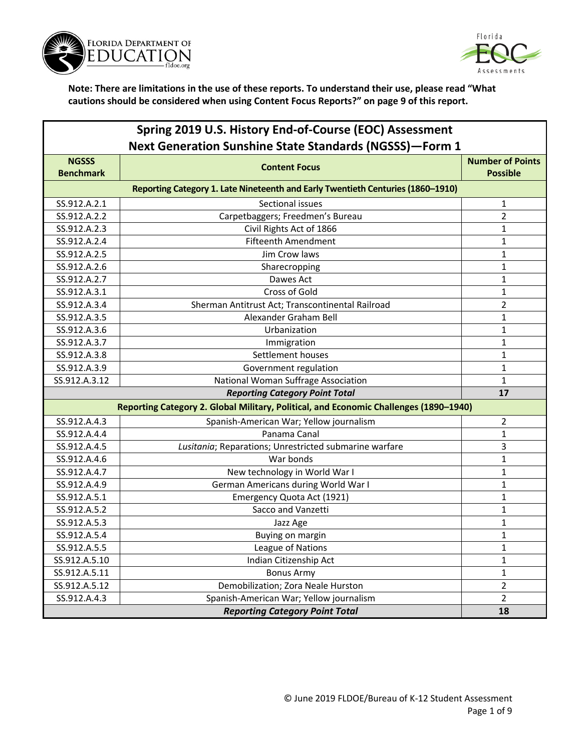**Note: There are limitations in the use of these reports. To understand their use, please read "What cautions should be considered when using Content Focus Reports?" on page 9 of this report.**

| Spring 2019 U.S. History End-of-Course (EOC) Assessment<br>Next Generation Sunshine State Standards (NGSSS)—Form 1 | | |
|---|---|---|
| **NGSSS Benchmark** | **Content Focus** | **Number of Points Possible** |
| **Reporting Category 1. Late Nineteenth and Early Twentieth Centuries (1860–1910)** | | |
| SS.912.A.2.1 | Sectional issues | 1 |
| SS.912.A.2.2 | Carpetbaggers; Freedmen's Bureau | 2 |
| SS.912.A.2.3 | Civil Rights Act of 1866 | 1 |
| SS.912.A.2.4 | Fifteenth Amendment | 1 |
| SS.912.A.2.5 | Jim Crow laws | 1 |
| SS.912.A.2.6 | Sharecropping | 1 |
| SS.912.A.2.7 | Dawes Act | 1 |
| SS.912.A.3.1 | Cross of Gold | 1 |
| SS.912.A.3.4 | Sherman Antitrust Act; Transcontinental Railroad | 2 |
| SS.912.A.3.5 | Alexander Graham Bell | 1 |
| SS.912.A.3.6 | Urbanization | 1 |
| SS.912.A.3.7 | Immigration | 1 |
| SS.912.A.3.8 | Settlement houses | 1 |
| SS.912.A.3.9 | Government regulation | 1 |
| SS.912.A.3.12 | National Woman Suffrage Association | 1 |
| | ***Reporting Category Point Total*** | **17** |
| **Reporting Category 2. Global Military, Political, and Economic Challenges (1890–1940)** | | |
| SS.912.A.4.3 | Spanish-American War; Yellow journalism | 2 |
| SS.912.A.4.4 | Panama Canal | 1 |
| SS.912.A.4.5 | *Lusitania*; Reparations; Unrestricted submarine warfare | 3 |
| SS.912.A.4.6 | War bonds | 1 |
| SS.912.A.4.7 | New technology in World War I | 1 |
| SS.912.A.4.9 | German Americans during World War I | 1 |
| SS.912.A.5.1 | Emergency Quota Act (1921) | 1 |
| SS.912.A.5.2 | Sacco and Vanzetti | 1 |
| SS.912.A.5.3 | Jazz Age | 1 |
| SS.912.A.5.4 | Buying on margin | 1 |
| SS.912.A.5.5 | League of Nations | 1 |
| SS.912.A.5.10 | Indian Citizenship Act | 1 |
| SS.912.A.5.11 | Bonus Army | 1 |
| SS.912.A.5.12 | Demobilization; Zora Neale Hurston | 2 |
| SS.912.A.4.3 | Spanish-American War; Yellow journalism | 2 |
| | ***Reporting Category Point Total*** | **18** |

© June 2019 FLDOE/Bureau of K-12 Student Assessment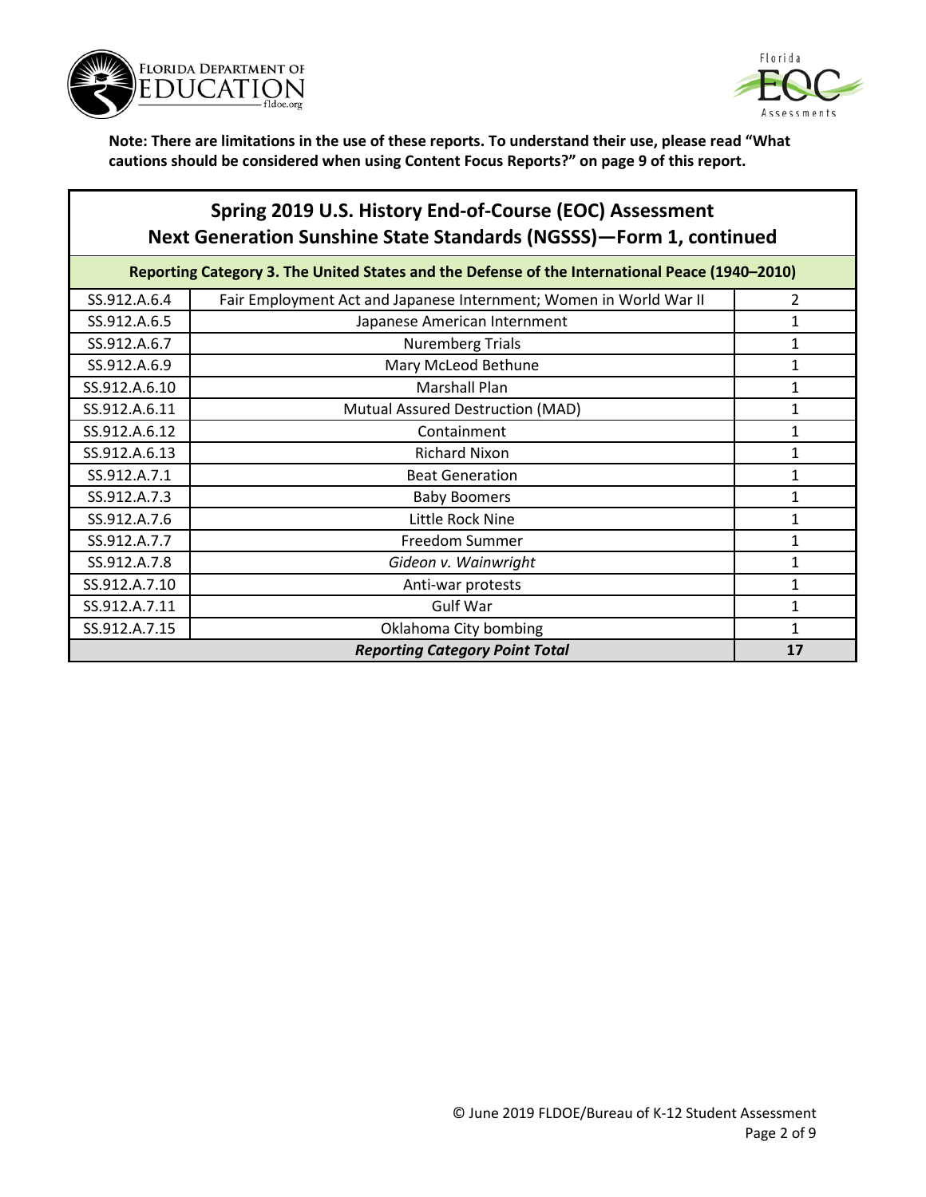**Note: There are limitations in the use of these reports. To understand their use, please read "What cautions should be considered when using Content Focus Reports?" on page 9 of this report.**

## Spring 2019 U.S. History End-of-Course (EOC) Assessment Next Generation Sunshine State Standards (NGSSS)—Form 1, continued

| Reporting Category 3. The United States and the Defense of the International Peace (1940–2010) | | |
|---|---|---|
| SS.912.A.6.4 | Fair Employment Act and Japanese Internment; Women in World War II | 2 |
| SS.912.A.6.5 | Japanese American Internment | 1 |
| SS.912.A.6.7 | Nuremberg Trials | 1 |
| SS.912.A.6.9 | Mary McLeod Bethune | 1 |
| SS.912.A.6.10 | Marshall Plan | 1 |
| SS.912.A.6.11 | Mutual Assured Destruction (MAD) | 1 |
| SS.912.A.6.12 | Containment | 1 |
| SS.912.A.6.13 | Richard Nixon | 1 |
| SS.912.A.7.1 | Beat Generation | 1 |
| SS.912.A.7.3 | Baby Boomers | 1 |
| SS.912.A.7.6 | Little Rock Nine | 1 |
| SS.912.A.7.7 | Freedom Summer | 1 |
| SS.912.A.7.8 | *Gideon v. Wainwright* | 1 |
| SS.912.A.7.10 | Anti-war protests | 1 |
| SS.912.A.7.11 | Gulf War | 1 |
| SS.912.A.7.15 | Oklahoma City bombing | 1 |
| ***Reporting Category Point Total*** | | **17** |

© June 2019 FLDOE/Bureau of K-12 Student Assessment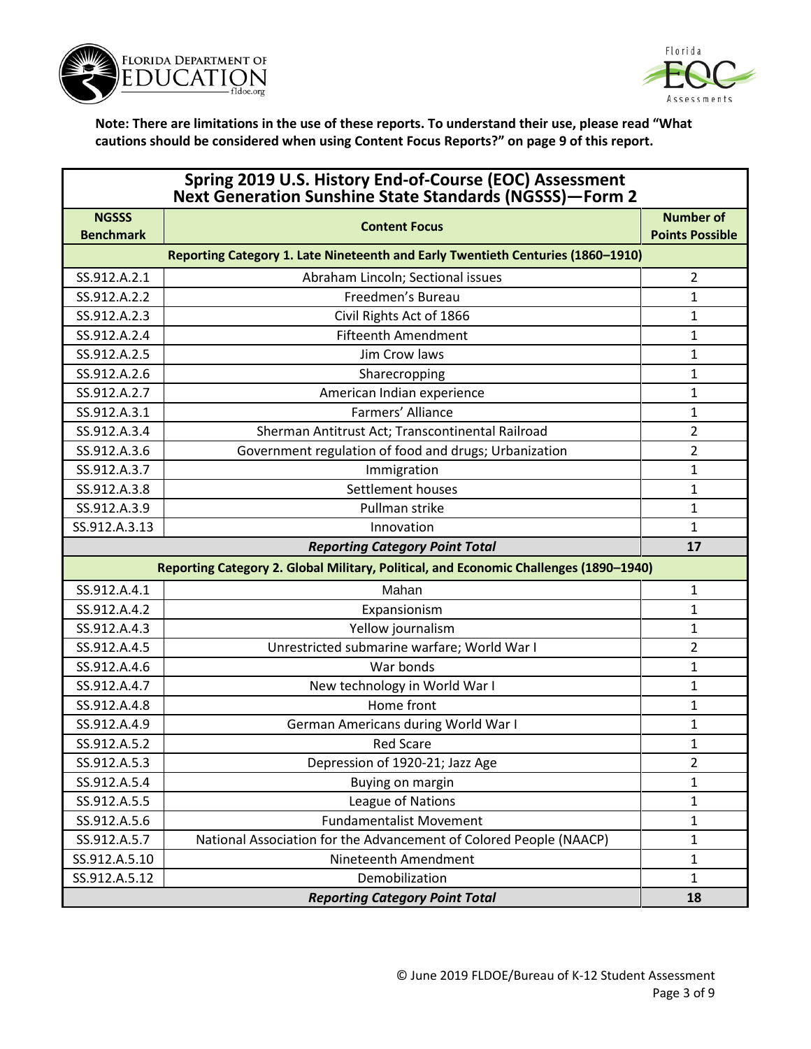**Note: There are limitations in the use of these reports. To understand their use, please read "What cautions should be considered when using Content Focus Reports?" on page 9 of this report.**

## Spring 2019 U.S. History End-of-Course (EOC) Assessment Next Generation Sunshine State Standards (NGSSS)—Form 2

| NGSSS Benchmark | Content Focus | Number of Points Possible |
|---|---|---|
| **Reporting Category 1. Late Nineteenth and Early Twentieth Centuries (1860–1910)** | | |
| SS.912.A.2.1 | Abraham Lincoln; Sectional issues | 2 |
| SS.912.A.2.2 | Freedmen's Bureau | 1 |
| SS.912.A.2.3 | Civil Rights Act of 1866 | 1 |
| SS.912.A.2.4 | Fifteenth Amendment | 1 |
| SS.912.A.2.5 | Jim Crow laws | 1 |
| SS.912.A.2.6 | Sharecropping | 1 |
| SS.912.A.2.7 | American Indian experience | 1 |
| SS.912.A.3.1 | Farmers' Alliance | 1 |
| SS.912.A.3.4 | Sherman Antitrust Act; Transcontinental Railroad | 2 |
| SS.912.A.3.6 | Government regulation of food and drugs; Urbanization | 2 |
| SS.912.A.3.7 | Immigration | 1 |
| SS.912.A.3.8 | Settlement houses | 1 |
| SS.912.A.3.9 | Pullman strike | 1 |
| SS.912.A.3.13 | Innovation | 1 |
| | ***Reporting Category Point Total*** | **17** |
| **Reporting Category 2. Global Military, Political, and Economic Challenges (1890–1940)** | | |
| SS.912.A.4.1 | Mahan | 1 |
| SS.912.A.4.2 | Expansionism | 1 |
| SS.912.A.4.3 | Yellow journalism | 1 |
| SS.912.A.4.5 | Unrestricted submarine warfare; World War I | 2 |
| SS.912.A.4.6 | War bonds | 1 |
| SS.912.A.4.7 | New technology in World War I | 1 |
| SS.912.A.4.8 | Home front | 1 |
| SS.912.A.4.9 | German Americans during World War I | 1 |
| SS.912.A.5.2 | Red Scare | 1 |
| SS.912.A.5.3 | Depression of 1920-21; Jazz Age | 2 |
| SS.912.A.5.4 | Buying on margin | 1 |
| SS.912.A.5.5 | League of Nations | 1 |
| SS.912.A.5.6 | Fundamentalist Movement | 1 |
| SS.912.A.5.7 | National Association for the Advancement of Colored People (NAACP) | 1 |
| SS.912.A.5.10 | Nineteenth Amendment | 1 |
| SS.912.A.5.12 | Demobilization | 1 |
| | ***Reporting Category Point Total*** | **18** |

© June 2019 FLDOE/Bureau of K-12 Student Assessment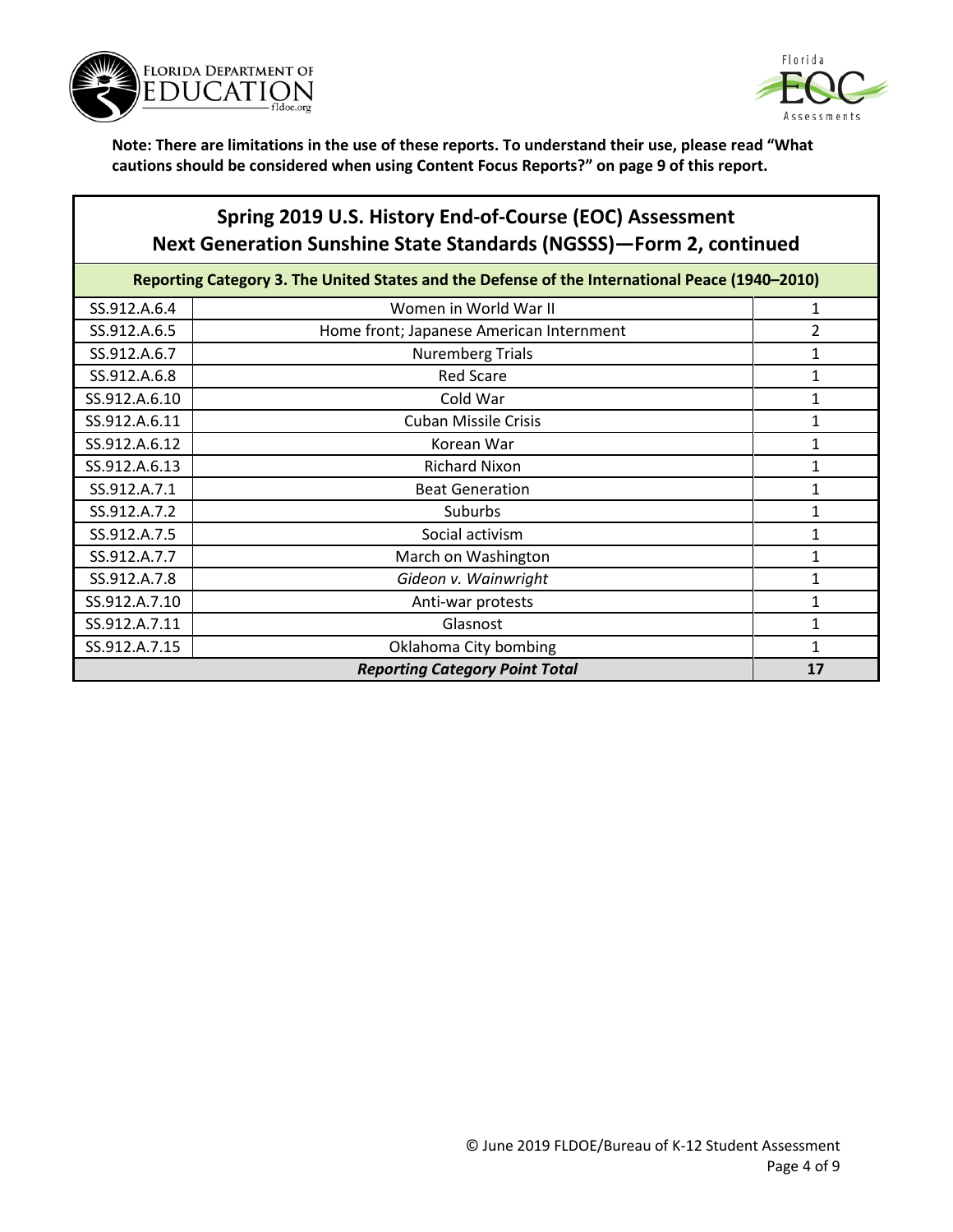**Note: There are limitations in the use of these reports. To understand their use, please read "What cautions should be considered when using Content Focus Reports?" on page 9 of this report.**

## Spring 2019 U.S. History End-of-Course (EOC) Assessment
## Next Generation Sunshine State Standards (NGSSS)—Form 2, continued

| Reporting Category 3. The United States and the Defense of the International Peace (1940–2010) | | |
|---|---|---|
| SS.912.A.6.4 | Women in World War II | 1 |
| SS.912.A.6.5 | Home front; Japanese American Internment | 2 |
| SS.912.A.6.7 | Nuremberg Trials | 1 |
| SS.912.A.6.8 | Red Scare | 1 |
| SS.912.A.6.10 | Cold War | 1 |
| SS.912.A.6.11 | Cuban Missile Crisis | 1 |
| SS.912.A.6.12 | Korean War | 1 |
| SS.912.A.6.13 | Richard Nixon | 1 |
| SS.912.A.7.1 | Beat Generation | 1 |
| SS.912.A.7.2 | Suburbs | 1 |
| SS.912.A.7.5 | Social activism | 1 |
| SS.912.A.7.7 | March on Washington | 1 |
| SS.912.A.7.8 | *Gideon v. Wainwright* | 1 |
| SS.912.A.7.10 | Anti-war protests | 1 |
| SS.912.A.7.11 | Glasnost | 1 |
| SS.912.A.7.15 | Oklahoma City bombing | 1 |
| ***Reporting Category Point Total*** | | **17** |

© June 2019 FLDOE/Bureau of K-12 Student Assessment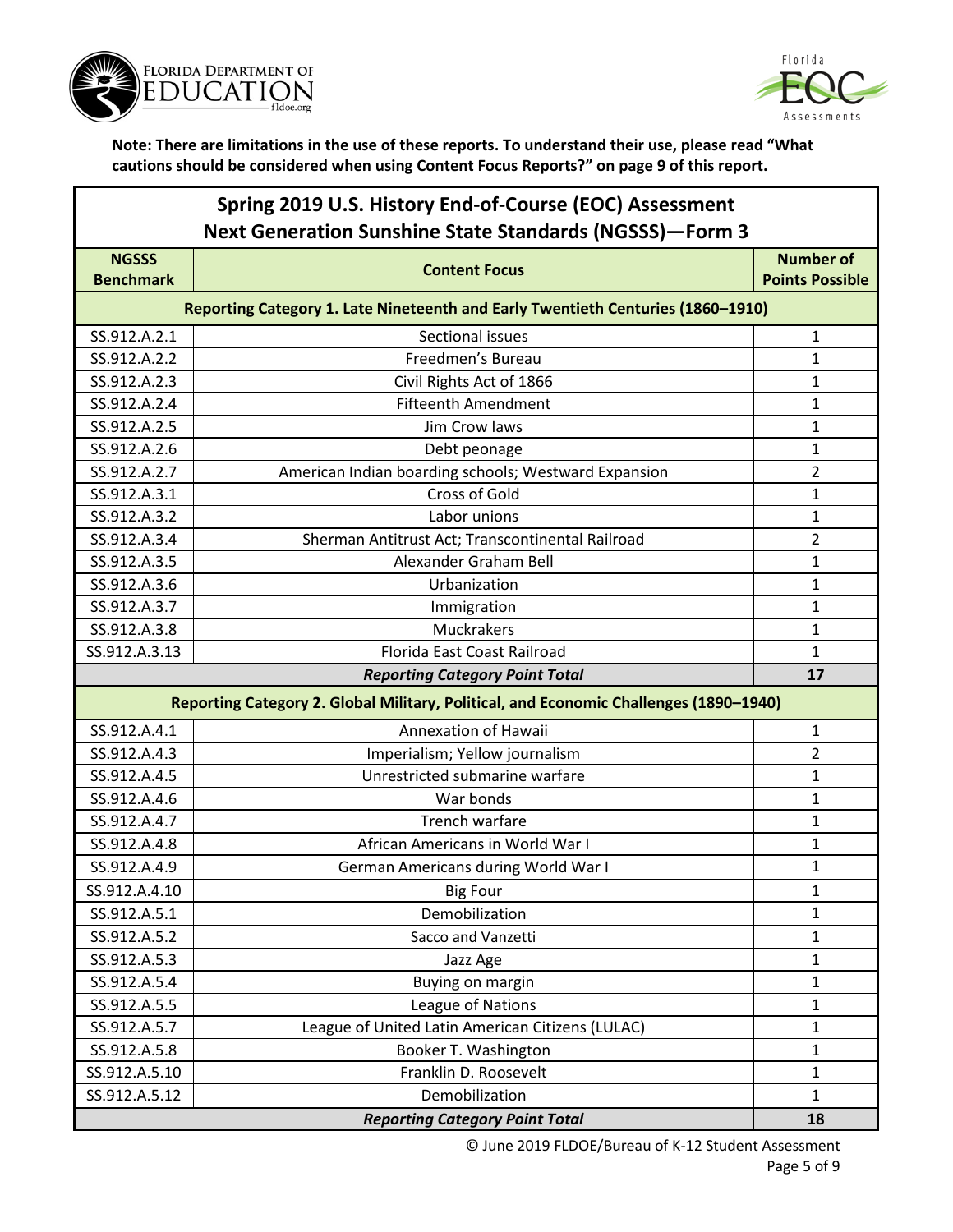**Note: There are limitations in the use of these reports. To understand their use, please read "What cautions should be considered when using Content Focus Reports?" on page 9 of this report.**

## Spring 2019 U.S. History End-of-Course (EOC) Assessment Next Generation Sunshine State Standards (NGSSS)—Form 3

| NGSSS Benchmark | Content Focus | Number of Points Possible |
|---|---|---|
| **Reporting Category 1. Late Nineteenth and Early Twentieth Centuries (1860–1910)** | | |
| SS.912.A.2.1 | Sectional issues | 1 |
| SS.912.A.2.2 | Freedmen's Bureau | 1 |
| SS.912.A.2.3 | Civil Rights Act of 1866 | 1 |
| SS.912.A.2.4 | Fifteenth Amendment | 1 |
| SS.912.A.2.5 | Jim Crow laws | 1 |
| SS.912.A.2.6 | Debt peonage | 1 |
| SS.912.A.2.7 | American Indian boarding schools; Westward Expansion | 2 |
| SS.912.A.3.1 | Cross of Gold | 1 |
| SS.912.A.3.2 | Labor unions | 1 |
| SS.912.A.3.4 | Sherman Antitrust Act; Transcontinental Railroad | 2 |
| SS.912.A.3.5 | Alexander Graham Bell | 1 |
| SS.912.A.3.6 | Urbanization | 1 |
| SS.912.A.3.7 | Immigration | 1 |
| SS.912.A.3.8 | Muckrakers | 1 |
| SS.912.A.3.13 | Florida East Coast Railroad | 1 |
| | ***Reporting Category Point Total*** | **17** |
| **Reporting Category 2. Global Military, Political, and Economic Challenges (1890–1940)** | | |
| SS.912.A.4.1 | Annexation of Hawaii | 1 |
| SS.912.A.4.3 | Imperialism; Yellow journalism | 2 |
| SS.912.A.4.5 | Unrestricted submarine warfare | 1 |
| SS.912.A.4.6 | War bonds | 1 |
| SS.912.A.4.7 | Trench warfare | 1 |
| SS.912.A.4.8 | African Americans in World War I | 1 |
| SS.912.A.4.9 | German Americans during World War I | 1 |
| SS.912.A.4.10 | Big Four | 1 |
| SS.912.A.5.1 | Demobilization | 1 |
| SS.912.A.5.2 | Sacco and Vanzetti | 1 |
| SS.912.A.5.3 | Jazz Age | 1 |
| SS.912.A.5.4 | Buying on margin | 1 |
| SS.912.A.5.5 | League of Nations | 1 |
| SS.912.A.5.7 | League of United Latin American Citizens (LULAC) | 1 |
| SS.912.A.5.8 | Booker T. Washington | 1 |
| SS.912.A.5.10 | Franklin D. Roosevelt | 1 |
| SS.912.A.5.12 | Demobilization | 1 |
| | ***Reporting Category Point Total*** | **18** |

© June 2019 FLDOE/Bureau of K-12 Student Assessment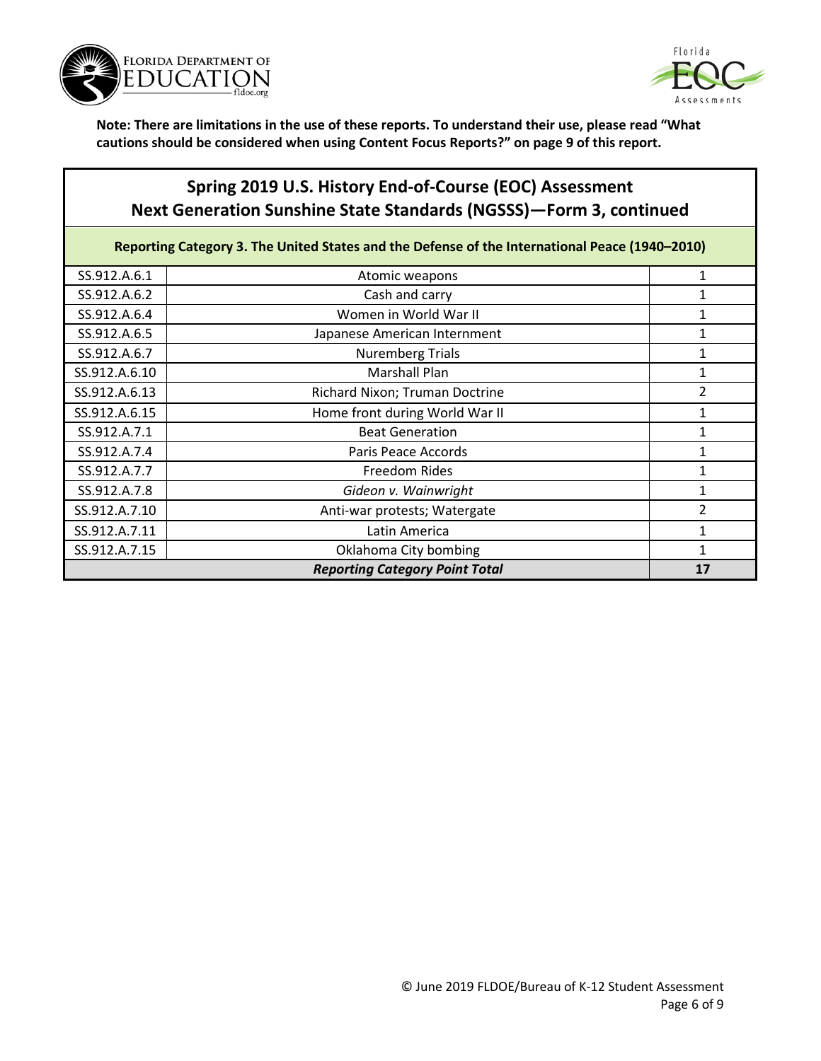**Note: There are limitations in the use of these reports. To understand their use, please read "What cautions should be considered when using Content Focus Reports?" on page 9 of this report.**

## Spring 2019 U.S. History End-of-Course (EOC) Assessment
## Next Generation Sunshine State Standards (NGSSS)—Form 3, continued

| Reporting Category 3. The United States and the Defense of the International Peace (1940–2010) | | |
|---|---|---|
| SS.912.A.6.1 | Atomic weapons | 1 |
| SS.912.A.6.2 | Cash and carry | 1 |
| SS.912.A.6.4 | Women in World War II | 1 |
| SS.912.A.6.5 | Japanese American Internment | 1 |
| SS.912.A.6.7 | Nuremberg Trials | 1 |
| SS.912.A.6.10 | Marshall Plan | 1 |
| SS.912.A.6.13 | Richard Nixon; Truman Doctrine | 2 |
| SS.912.A.6.15 | Home front during World War II | 1 |
| SS.912.A.7.1 | Beat Generation | 1 |
| SS.912.A.7.4 | Paris Peace Accords | 1 |
| SS.912.A.7.7 | Freedom Rides | 1 |
| SS.912.A.7.8 | *Gideon v. Wainwright* | 1 |
| SS.912.A.7.10 | Anti-war protests; Watergate | 2 |
| SS.912.A.7.11 | Latin America | 1 |
| SS.912.A.7.15 | Oklahoma City bombing | 1 |
| ***Reporting Category Point Total*** | | **17** |

© June 2019 FLDOE/Bureau of K-12 Student Assessment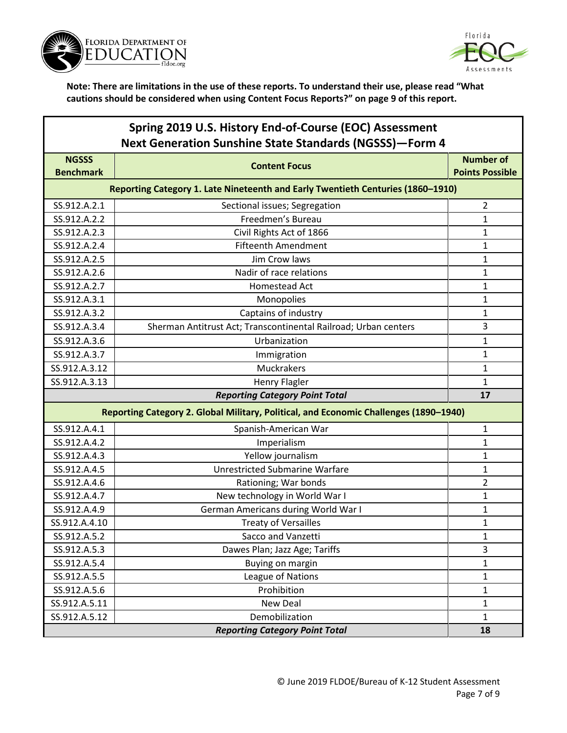**Note: There are limitations in the use of these reports. To understand their use, please read "What cautions should be considered when using Content Focus Reports?" on page 9 of this report.**

## Spring 2019 U.S. History End-of-Course (EOC) Assessment Next Generation Sunshine State Standards (NGSSS)—Form 4

| NGSSS Benchmark | Content Focus | Number of Points Possible |
|---|---|---|
| **Reporting Category 1. Late Nineteenth and Early Twentieth Centuries (1860–1910)** | | |
| SS.912.A.2.1 | Sectional issues; Segregation | 2 |
| SS.912.A.2.2 | Freedmen's Bureau | 1 |
| SS.912.A.2.3 | Civil Rights Act of 1866 | 1 |
| SS.912.A.2.4 | Fifteenth Amendment | 1 |
| SS.912.A.2.5 | Jim Crow laws | 1 |
| SS.912.A.2.6 | Nadir of race relations | 1 |
| SS.912.A.2.7 | Homestead Act | 1 |
| SS.912.A.3.1 | Monopolies | 1 |
| SS.912.A.3.2 | Captains of industry | 1 |
| SS.912.A.3.4 | Sherman Antitrust Act; Transcontinental Railroad; Urban centers | 3 |
| SS.912.A.3.6 | Urbanization | 1 |
| SS.912.A.3.7 | Immigration | 1 |
| SS.912.A.3.12 | Muckrakers | 1 |
| SS.912.A.3.13 | Henry Flagler | 1 |
| ***Reporting Category Point Total*** | | **17** |
| **Reporting Category 2. Global Military, Political, and Economic Challenges (1890–1940)** | | |
| SS.912.A.4.1 | Spanish-American War | 1 |
| SS.912.A.4.2 | Imperialism | 1 |
| SS.912.A.4.3 | Yellow journalism | 1 |
| SS.912.A.4.5 | Unrestricted Submarine Warfare | 1 |
| SS.912.A.4.6 | Rationing; War bonds | 2 |
| SS.912.A.4.7 | New technology in World War I | 1 |
| SS.912.A.4.9 | German Americans during World War I | 1 |
| SS.912.A.4.10 | Treaty of Versailles | 1 |
| SS.912.A.5.2 | Sacco and Vanzetti | 1 |
| SS.912.A.5.3 | Dawes Plan; Jazz Age; Tariffs | 3 |
| SS.912.A.5.4 | Buying on margin | 1 |
| SS.912.A.5.5 | League of Nations | 1 |
| SS.912.A.5.6 | Prohibition | 1 |
| SS.912.A.5.11 | New Deal | 1 |
| SS.912.A.5.12 | Demobilization | 1 |
| ***Reporting Category Point Total*** | | **18** |

© June 2019 FLDOE/Bureau of K-12 Student Assessment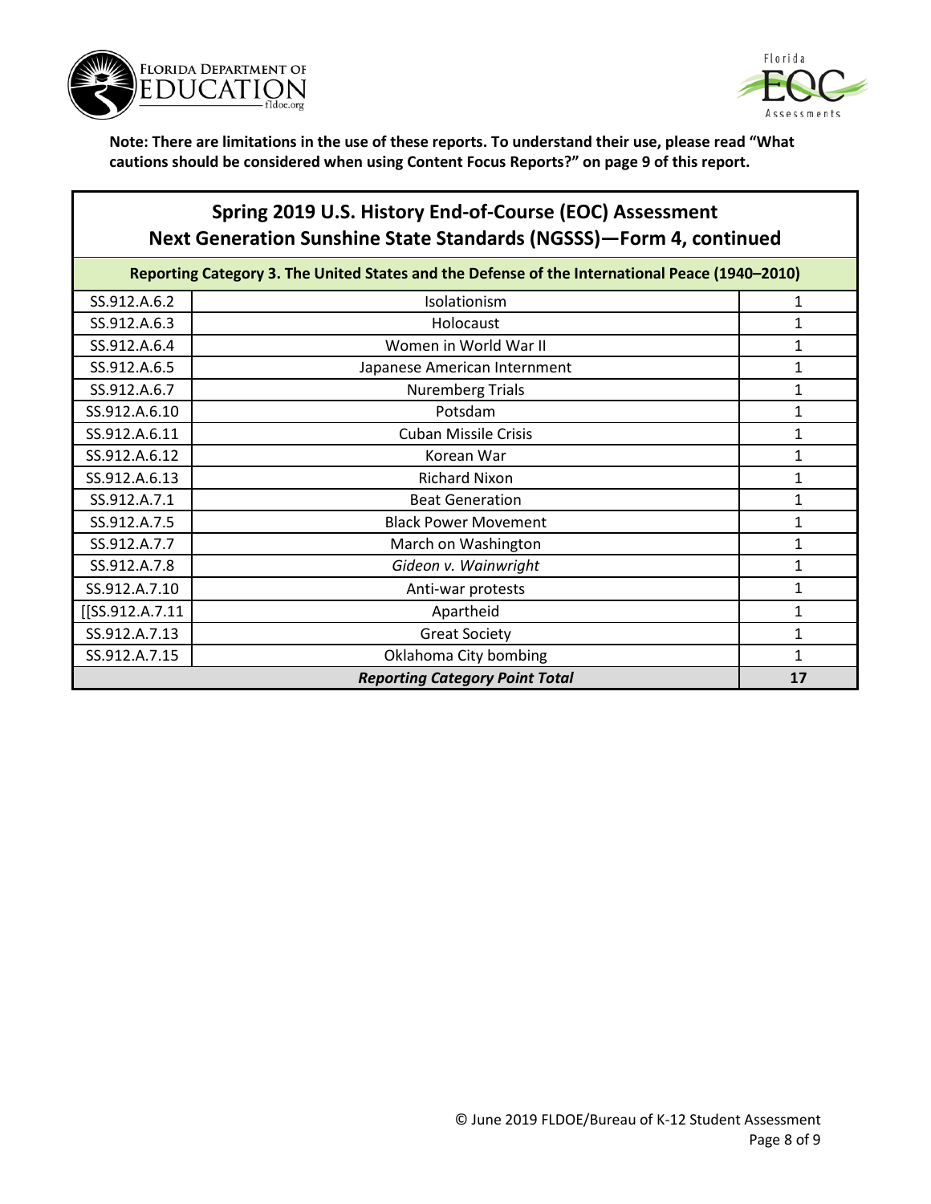**Note: There are limitations in the use of these reports. To understand their use, please read "What cautions should be considered when using Content Focus Reports?" on page 9 of this report.**

## Spring 2019 U.S. History End-of-Course (EOC) Assessment
## Next Generation Sunshine State Standards (NGSSS)—Form 4, continued

| Reporting Category 3. The United States and the Defense of the International Peace (1940–2010) | | |
|---|---|---|
| SS.912.A.6.2 | Isolationism | 1 |
| SS.912.A.6.3 | Holocaust | 1 |
| SS.912.A.6.4 | Women in World War II | 1 |
| SS.912.A.6.5 | Japanese American Internment | 1 |
| SS.912.A.6.7 | Nuremberg Trials | 1 |
| SS.912.A.6.10 | Potsdam | 1 |
| SS.912.A.6.11 | Cuban Missile Crisis | 1 |
| SS.912.A.6.12 | Korean War | 1 |
| SS.912.A.6.13 | Richard Nixon | 1 |
| SS.912.A.7.1 | Beat Generation | 1 |
| SS.912.A.7.5 | Black Power Movement | 1 |
| SS.912.A.7.7 | March on Washington | 1 |
| SS.912.A.7.8 | *Gideon v. Wainwright* | 1 |
| SS.912.A.7.10 | Anti-war protests | 1 |
| [[SS.912.A.7.11 | Apartheid | 1 |
| SS.912.A.7.13 | Great Society | 1 |
| SS.912.A.7.15 | Oklahoma City bombing | 1 |
| | ***Reporting Category Point Total*** | **17** |

© June 2019 FLDOE/Bureau of K-12 Student Assessment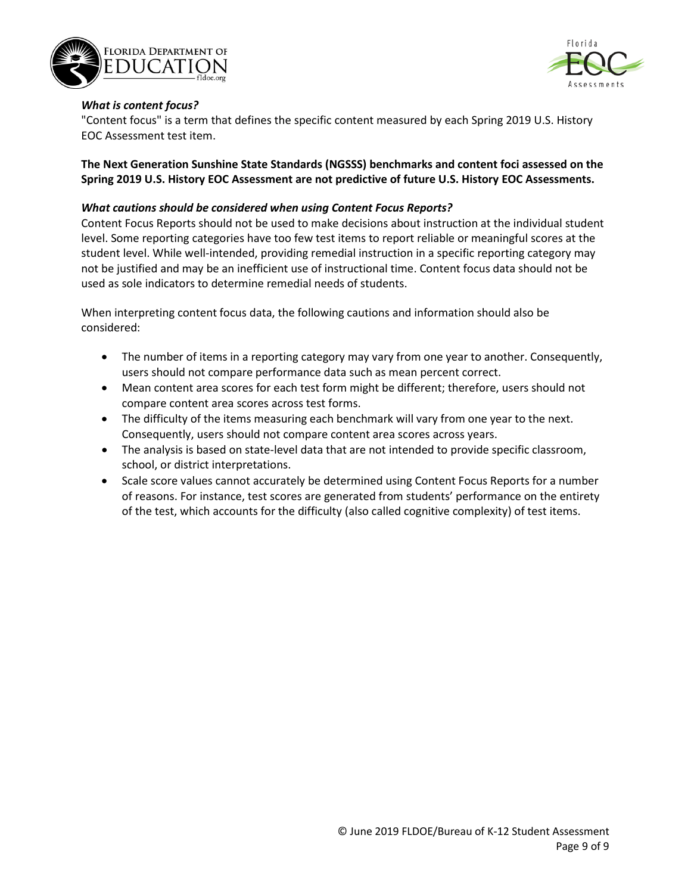***What is content focus?***

"Content focus" is a term that defines the specific content measured by each Spring 2019 U.S. History EOC Assessment test item.

**The Next Generation Sunshine State Standards (NGSSS) benchmarks and content foci assessed on the Spring 2019 U.S. History EOC Assessment are not predictive of future U.S. History EOC Assessments.**

***What cautions should be considered when using Content Focus Reports?***

Content Focus Reports should not be used to make decisions about instruction at the individual student level. Some reporting categories have too few test items to report reliable or meaningful scores at the student level. While well-intended, providing remedial instruction in a specific reporting category may not be justified and may be an inefficient use of instructional time. Content focus data should not be used as sole indicators to determine remedial needs of students.

When interpreting content focus data, the following cautions and information should also be considered:

- The number of items in a reporting category may vary from one year to another. Consequently, users should not compare performance data such as mean percent correct.
- Mean content area scores for each test form might be different; therefore, users should not compare content area scores across test forms.
- The difficulty of the items measuring each benchmark will vary from one year to the next. Consequently, users should not compare content area scores across years.
- The analysis is based on state-level data that are not intended to provide specific classroom, school, or district interpretations.
- Scale score values cannot accurately be determined using Content Focus Reports for a number of reasons. For instance, test scores are generated from students' performance on the entirety of the test, which accounts for the difficulty (also called cognitive complexity) of test items.

© June 2019 FLDOE/Bureau of K-12 Student Assessment